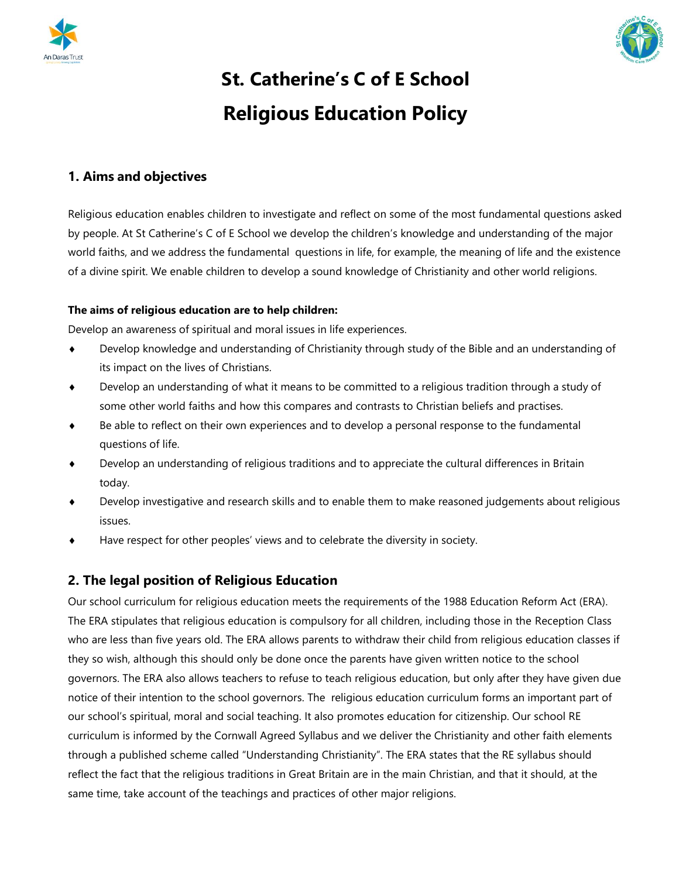# St. Catherine's C of E School

# Religious Education Policy

## 1. Aims and objectives

Religious education enables children to investigate and reflect on some of the most fundamental questions asked by people. At St Catherine's C of E School we develop the children's knowledge and understanding of the major world faiths, and we address the fundamental questions in life, for example, the meaning of life and the existence of a divine spirit. We enable children to develop a sound knowledge of Christianity and other world religions.

**The aims of religious education are to help children:**

Develop an awareness of spiritual and moral issues in life experiences.

- Develop knowledge and understanding of Christianity through study of the Bible and an understanding of its impact on the lives of Christians.
- Develop an understanding of what it means to be committed to a religious tradition through a study of some other world faiths and how this compares and contrasts to Christian beliefs and practises.
- Be able to reflect on their own experiences and to develop a personal response to the fundamental questions of life.
- Develop an understanding of religious traditions and to appreciate the cultural differences in Britain today.
- Develop investigative and research skills and to enable them to make reasoned judgements about religious issues.
- Have respect for other peoples' views and to celebrate the diversity in society.

## 2. The legal position of Religious Education

Our school curriculum for religious education meets the requirements of the 1988 Education Reform Act (ERA). The ERA stipulates that religious education is compulsory for all children, including those in the Reception Class who are less than five years old. The ERA allows parents to withdraw their child from religious education classes if they so wish, although this should only be done once the parents have given written notice to the school governors. The ERA also allows teachers to refuse to teach religious education, but only after they have given due notice of their intention to the school governors. The religious education curriculum forms an important part of our school's spiritual, moral and social teaching. It also promotes education for citizenship. Our school RE curriculum is informed by the Cornwall Agreed Syllabus and we deliver the Christianity and other faith elements through a published scheme called "Understanding Christianity". The ERA states that the RE syllabus should reflect the fact that the religious traditions in Great Britain are in the main Christian, and that it should, at the same time, take account of the teachings and practices of other major religions.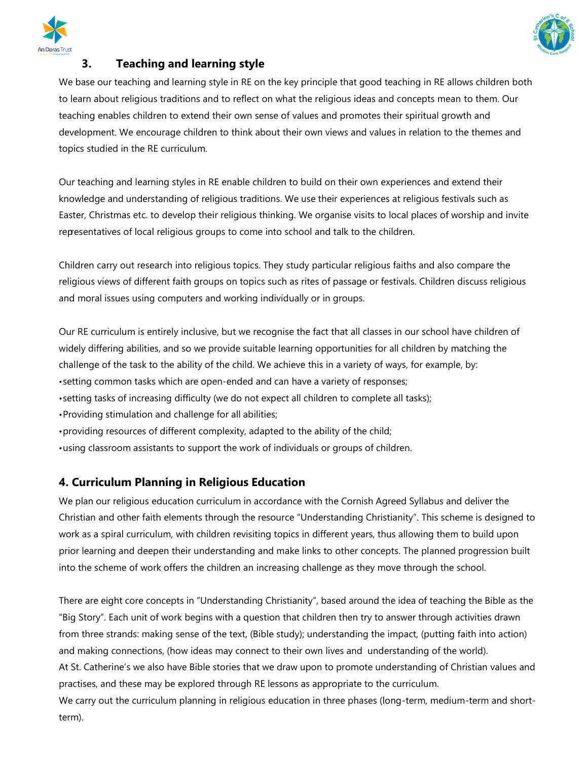## 3. Teaching and learning style

We base our teaching and learning style in RE on the key principle that good teaching in RE allows children both to learn about religious traditions and to reflect on what the religious ideas and concepts mean to them. Our teaching enables children to extend their own sense of values and promotes their spiritual growth and development. We encourage children to think about their own views and values in relation to the themes and topics studied in the RE curriculum.

Our teaching and learning styles in RE enable children to build on their own experiences and extend their knowledge and understanding of religious traditions. We use their experiences at religious festivals such as Easter, Christmas etc. to develop their religious thinking. We organise visits to local places of worship and invite representatives of local religious groups to come into school and talk to the children.

Children carry out research into religious topics. They study particular religious faiths and also compare the religious views of different faith groups on topics such as rites of passage or festivals. Children discuss religious and moral issues using computers and working individually or in groups.

Our RE curriculum is entirely inclusive, but we recognise the fact that all classes in our school have children of widely differing abilities, and so we provide suitable learning opportunities for all children by matching the challenge of the task to the ability of the child. We achieve this in a variety of ways, for example, by:

- setting common tasks which are open-ended and can have a variety of responses;
- setting tasks of increasing difficulty (we do not expect all children to complete all tasks);
- Providing stimulation and challenge for all abilities;
- providing resources of different complexity, adapted to the ability of the child;
- using classroom assistants to support the work of individuals or groups of children.

## 4. Curriculum Planning in Religious Education

We plan our religious education curriculum in accordance with the Cornish Agreed Syllabus and deliver the Christian and other faith elements through the resource "Understanding Christianity". This scheme is designed to work as a spiral curriculum, with children revisiting topics in different years, thus allowing them to build upon prior learning and deepen their understanding and make links to other concepts. The planned progression built into the scheme of work offers the children an increasing challenge as they move through the school.

There are eight core concepts in "Understanding Christianity", based around the idea of teaching the Bible as the "Big Story". Each unit of work begins with a question that children then try to answer through activities drawn from three strands: making sense of the text, (Bible study); understanding the impact, (putting faith into action) and making connections, (how ideas may connect to their own lives and understanding of the world).

At St. Catherine's we also have Bible stories that we draw upon to promote understanding of Christian values and practises, and these may be explored through RE lessons as appropriate to the curriculum.

We carry out the curriculum planning in religious education in three phases (long-term, medium-term and short-term).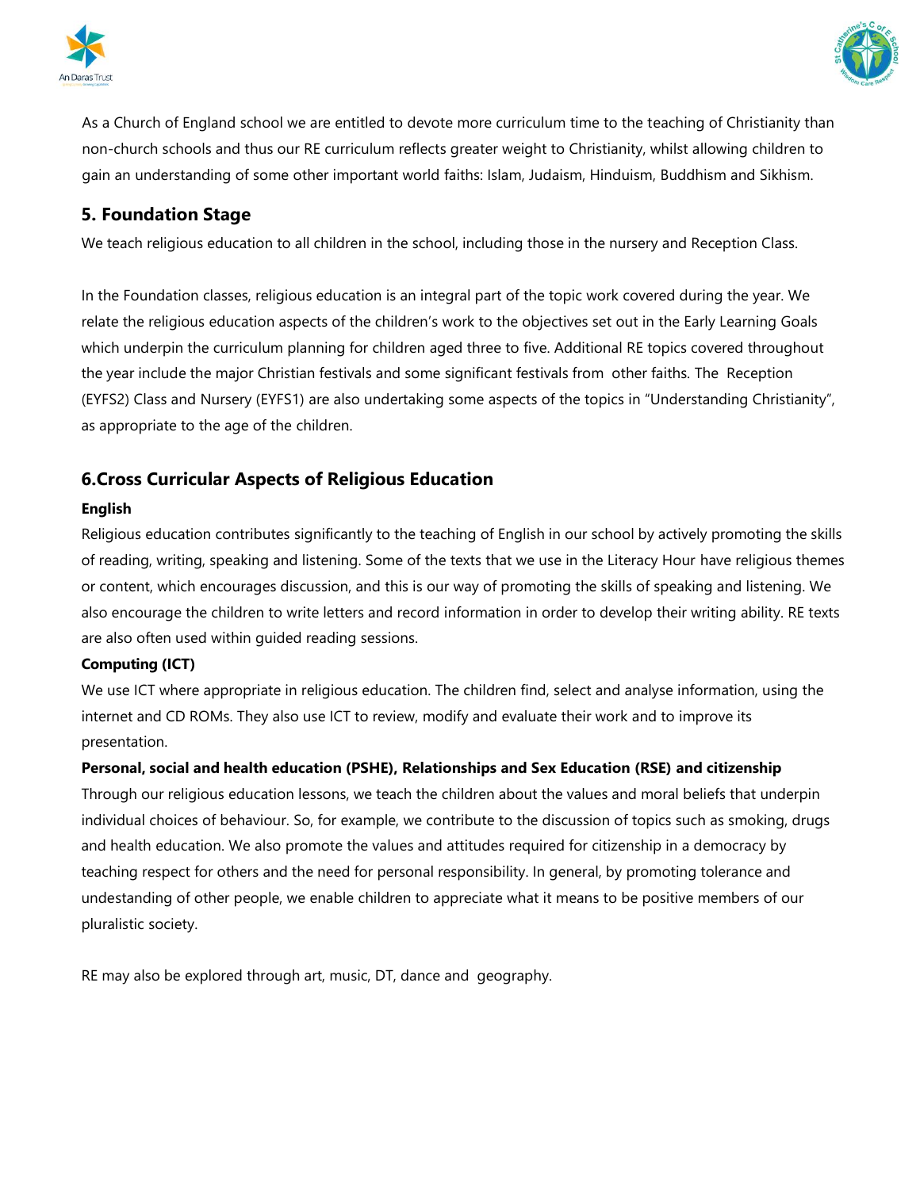As a Church of England school we are entitled to devote more curriculum time to the teaching of Christianity than non-church schools and thus our RE curriculum reflects greater weight to Christianity, whilst allowing children to gain an understanding of some other important world faiths: Islam, Judaism, Hinduism, Buddhism and Sikhism.

## 5. Foundation Stage

We teach religious education to all children in the school, including those in the nursery and Reception Class.

In the Foundation classes, religious education is an integral part of the topic work covered during the year. We relate the religious education aspects of the children's work to the objectives set out in the Early Learning Goals which underpin the curriculum planning for children aged three to five. Additional RE topics covered throughout the year include the major Christian festivals and some significant festivals from other faiths. The Reception (EYFS2) Class and Nursery (EYFS1) are also undertaking some aspects of the topics in "Understanding Christianity", as appropriate to the age of the children.

## 6.Cross Curricular Aspects of Religious Education

**English**

Religious education contributes significantly to the teaching of English in our school by actively promoting the skills of reading, writing, speaking and listening. Some of the texts that we use in the Literacy Hour have religious themes or content, which encourages discussion, and this is our way of promoting the skills of speaking and listening. We also encourage the children to write letters and record information in order to develop their writing ability. RE texts are also often used within guided reading sessions.

**Computing (ICT)**

We use ICT where appropriate in religious education. The children find, select and analyse information, using the internet and CD ROMs. They also use ICT to review, modify and evaluate their work and to improve its presentation.

**Personal, social and health education (PSHE), Relationships and Sex Education (RSE) and citizenship**

Through our religious education lessons, we teach the children about the values and moral beliefs that underpin individual choices of behaviour. So, for example, we contribute to the discussion of topics such as smoking, drugs and health education. We also promote the values and attitudes required for citizenship in a democracy by teaching respect for others and the need for personal responsibility. In general, by promoting tolerance and undestanding of other people, we enable children to appreciate what it means to be positive members of our pluralistic society.

RE may also be explored through art, music, DT, dance and geography.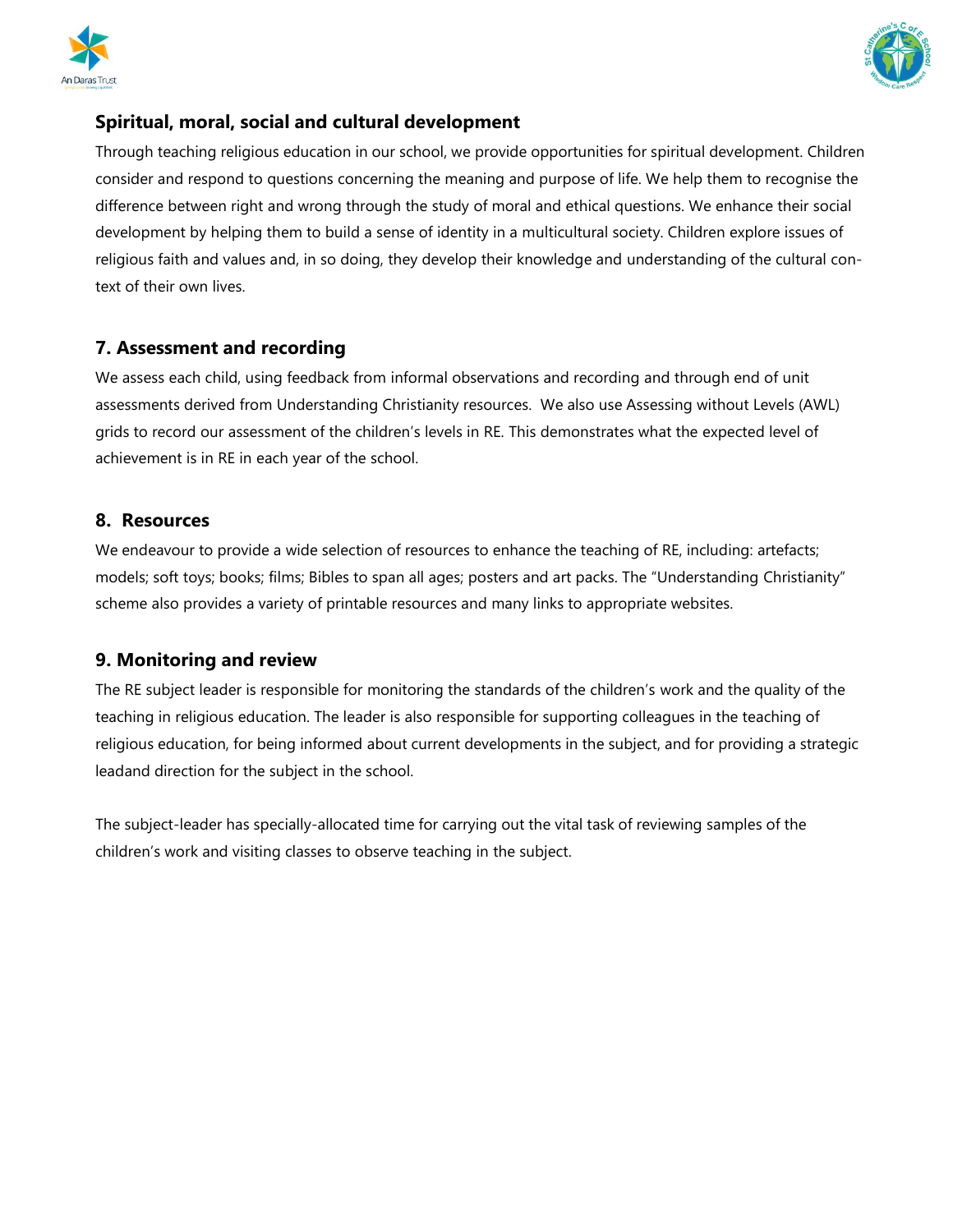## Spiritual, moral, social and cultural development

Through teaching religious education in our school, we provide opportunities for spiritual development. Children consider and respond to questions concerning the meaning and purpose of life. We help them to recognise the difference between right and wrong through the study of moral and ethical questions. We enhance their social development by helping them to build a sense of identity in a multicultural society. Children explore issues of religious faith and values and, in so doing, they develop their knowledge and understanding of the cultural context of their own lives.

## 7. Assessment and recording

We assess each child, using feedback from informal observations and recording and through end of unit assessments derived from Understanding Christianity resources. We also use Assessing without Levels (AWL) grids to record our assessment of the children's levels in RE. This demonstrates what the expected level of achievement is in RE in each year of the school.

## 8. Resources

We endeavour to provide a wide selection of resources to enhance the teaching of RE, including: artefacts; models; soft toys; books; films; Bibles to span all ages; posters and art packs. The "Understanding Christianity" scheme also provides a variety of printable resources and many links to appropriate websites.

## 9. Monitoring and review

The RE subject leader is responsible for monitoring the standards of the children's work and the quality of the teaching in religious education. The leader is also responsible for supporting colleagues in the teaching of religious education, for being informed about current developments in the subject, and for providing a strategic leadand direction for the subject in the school.

The subject-leader has specially-allocated time for carrying out the vital task of reviewing samples of the children's work and visiting classes to observe teaching in the subject.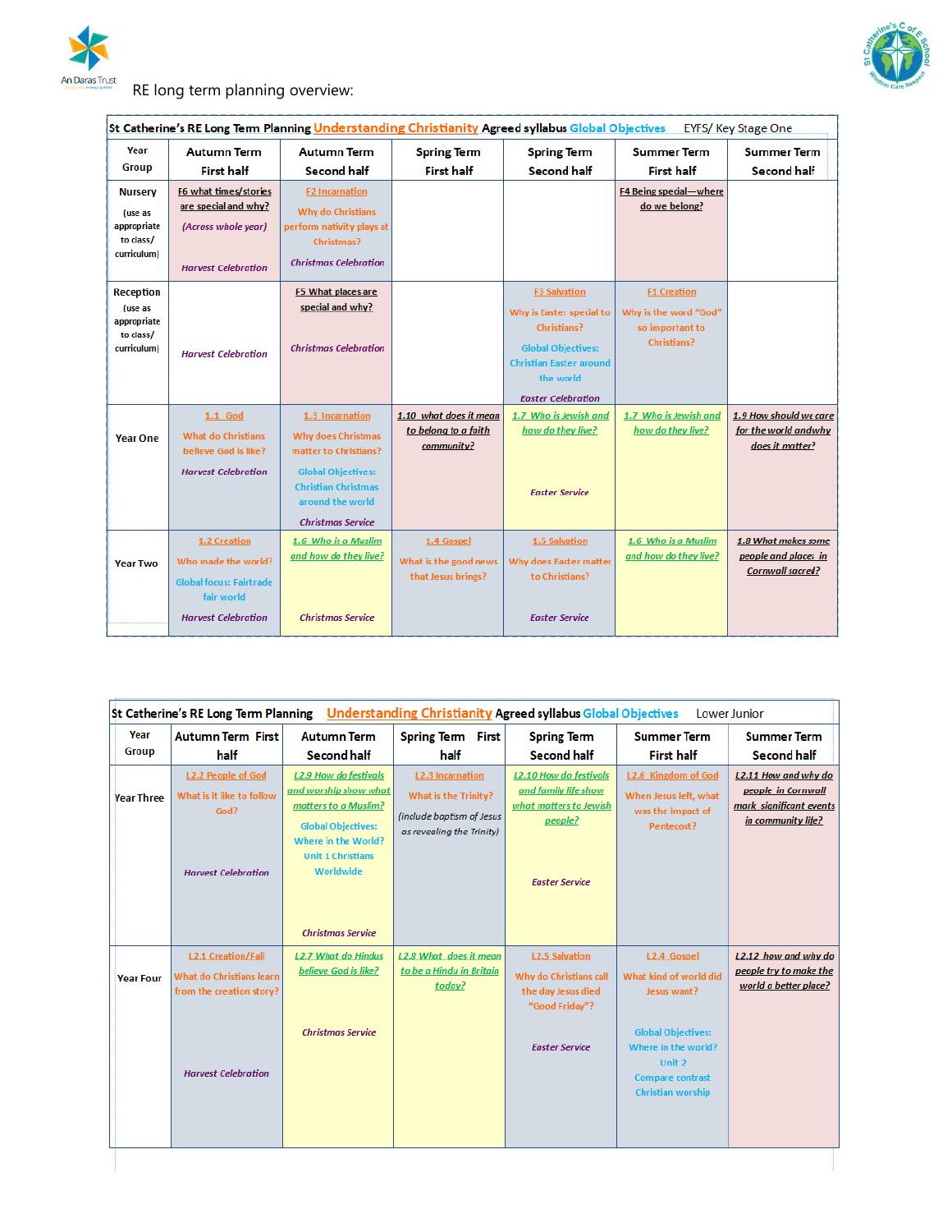RE long term planning overview:

**St Catherine's RE Long Term Planning Understanding Christianity Agreed syllabus Global Objectives EYFS/ Key Stage One**

| Year Group | Autumn Term First half | Autumn Term Second half | Spring Term First half | Spring Term Second half | Summer Term First half | Summer Term Second half |
|---|---|---|---|---|---|---|
| Nursery (use as appropriate to class/ curriculum) | F6 what times/stories are special and why? *(Across whole year)* *Harvest Celebration* | F2 Incarnation Why do Christians perform nativity plays at Christmas? *Christmas Celebration* | | | F4 Being special—where do we belong? | |
| Reception (use as appropriate to class/ curriculum) | *Harvest Celebration* | F5 What places are special and why? *Christmas Celebration* | | F3 Salvation Why is Easter special to Christians? Global Objectives: Christian Easter around the world *Easter Celebration* | F1 Creation Why is the word "God" so important to Christians? | |
| Year One | 1.1 God What do Christians believe God is like? *Harvest Celebration* | 1.3 Incarnation Why does Christmas matter to Christians? Global Objectives: Christian Christmas around the world *Christmas Service* | 1.10 what does it mean to belong to a faith community? | 1.7 Who is Jewish and how do they live? *Easter Service* | 1.7 Who is Jewish and how do they live? | 1.9 How should we care for the world andwhy does it matter? |
| Year Two | 1.2 Creation Who made the world? Global focus: Fairtrade fair world *Harvest Celebration* | 1.6 Who is a Muslim and how do they live? *Christmas Service* | 1.4 Gospel What is the good news that Jesus brings? | 1.5 Salvation Why does Easter matter to Christians? *Easter Service* | 1.6 Who is a Muslim and how do they live? | 1.8 What makes some people and place: in Cornwall sacred? |

**St Catherine's RE Long Term Planning Understanding Christianity Agreed syllabus Global Objectives Lower Junior**

| Year Group | Autumn Term First half | Autumn Term Second half | Spring Term First half | Spring Term Second half | Summer Term First half | Summer Term Second half |
|---|---|---|---|---|---|---|
| Year Three | L2.2 People of God What is it like to follow God? *Harvest Celebration* | L2.9 How do festivals and worship show what matters to a Muslim? Global Objectives: Where in the World? Unit 1 Christians Worldwide *Christmas Service* | L2.3 Incarnation What is the Trinity? *(include baptism of Jesus as revealing the Trinity)* | L2.10 How do festivals and family life show what matters to Jewish people? *Easter Service* | L2.6 Kingdom of God When Jesus left, what was the impact of Pentecost? | L2.11 How and why do people in Cornwall mark significant events in community life? |
| Year Four | L2.1 Creation/Fall What do Christians learn from the creation story? *Harvest Celebration* | L2.7 What do Hindus believe God is like? *Christmas Service* | L2.8 What does it mean to be a Hindu in Britain today? | L2.5 Salvation Why do Christians call the day Jesus died "Good Friday"? *Easter Service* | L2.4 Gospel What kind of world did Jesus want? Global Objectives: Where in the world? Unit 2 Compare contrast Christian worship | L2.12 how and why do people try to make the world a better place? |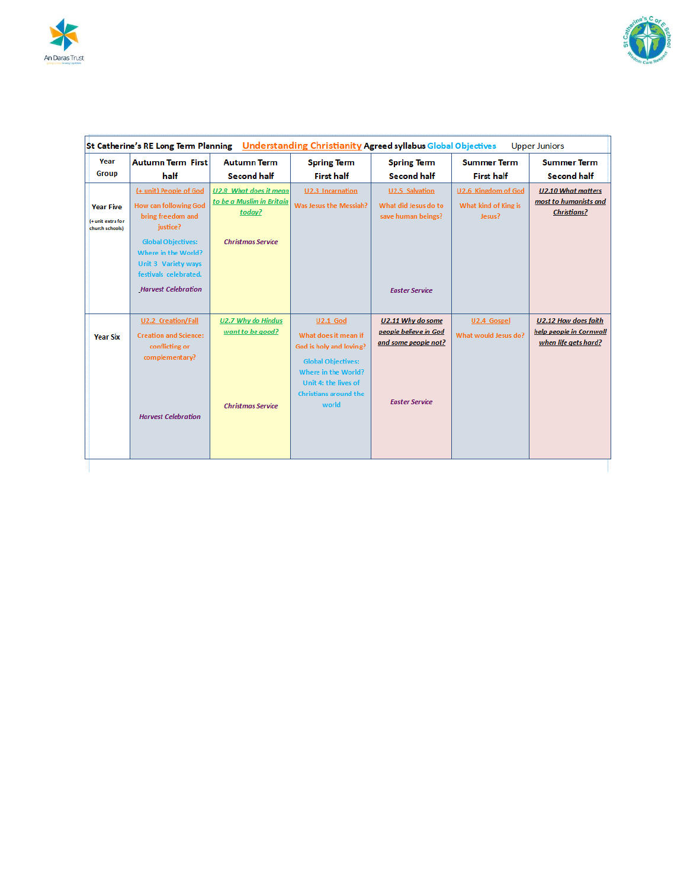St Catherine's RE Long Term Planning Understanding Christianity Agreed syllabus Global Objectives Upper Juniors

| Year Group | Autumn Term First half | Autumn Term Second half | Spring Term First half | Spring Term Second half | Summer Term First half | Summer Term Second half |
|---|---|---|---|---|---|---|
| Year Five (+ unit extra for church schools) | (+ unit) People of God<br>How can following God bring freedom and justice?<br>Global Objectives: Where in the World? Unit 3 Variety ways festivals celebrated.<br>*Harvest Celebration* | U2.8 What does it mean to be a Muslim in Britain today?<br>*Christmas Service* | U2.3 Incarnation<br>Was Jesus the Messiah? | U2.5 Salvation<br>What did Jesus do to save human beings?<br>*Easter Service* | U2.6 Kingdom of God<br>What kind of King is Jesus? | *U2.10 What matters most to humanists and Christians?* |
| Year Six | U2.2 Creation/Fall<br>Creation and Science: conflicting or complementary?<br>*Harvest Celebration* | U2.7 Why do Hindus want to be good?<br>*Christmas Service* | U2.1 God<br>What does it mean if God is holy and loving?<br>Global Objectives: Where in the World? Unit 4: the lives of Christians around the world | *U2.11 Why do some people believe in God and some people not?*<br>*Easter Service* | U2.4 Gospel<br>What would Jesus do? | *U2.12 How does faith help people in Cornwall when life gets hard?* |